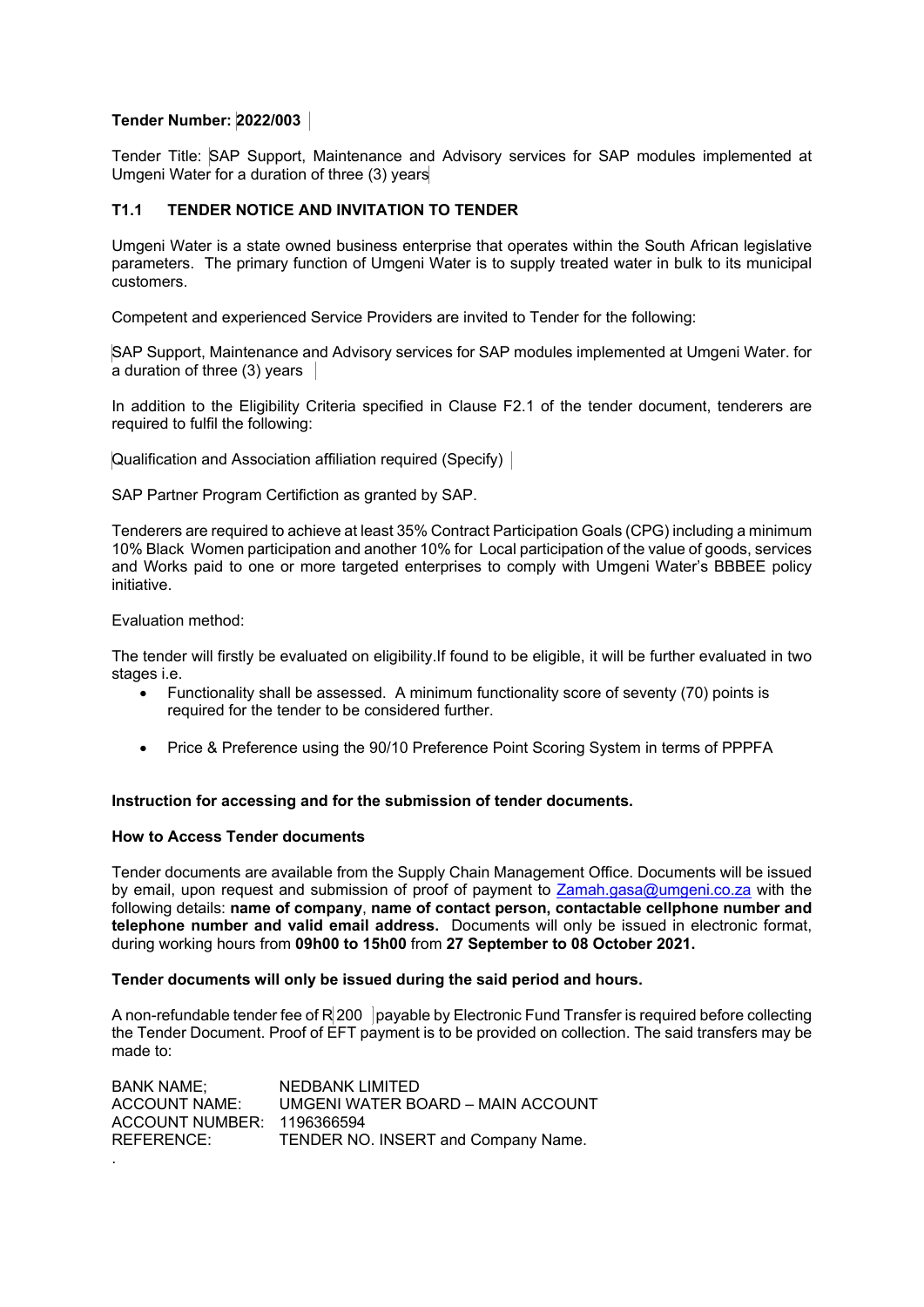**Tender Number: 2022/003**

Tender Title: SAP Support, Maintenance and Advisory services for SAP modules implemented at Umgeni Water for a duration of three (3) years

## T1.1 TENDER NOTICE AND INVITATION TO TENDER

Umgeni Water is a state owned business enterprise that operates within the South African legislative parameters. The primary function of Umgeni Water is to supply treated water in bulk to its municipal customers.

Competent and experienced Service Providers are invited to Tender for the following:

SAP Support, Maintenance and Advisory services for SAP modules implemented at Umgeni Water. for a duration of three (3) years

In addition to the Eligibility Criteria specified in Clause F2.1 of the tender document, tenderers are required to fulfil the following:

Qualification and Association affiliation required (Specify)

SAP Partner Program Certifiction as granted by SAP.

Tenderers are required to achieve at least 35% Contract Participation Goals (CPG) including a minimum 10% Black Women participation and another 10% for Local participation of the value of goods, services and Works paid to one or more targeted enterprises to comply with Umgeni Water's BBBEE policy initiative.

Evaluation method:

The tender will firstly be evaluated on eligibility.If found to be eligible, it will be further evaluated in two stages i.e.

- Functionality shall be assessed. A minimum functionality score of seventy (70) points is required for the tender to be considered further.
- Price & Preference using the 90/10 Preference Point Scoring System in terms of PPPFA

**Instruction for accessing and for the submission of tender documents.**

**How to Access Tender documents**

Tender documents are available from the Supply Chain Management Office. Documents will be issued by email, upon request and submission of proof of payment to Zamah.gasa@umgeni.co.za with the following details: **name of company**, **name of contact person, contactable cellphone number and telephone number and valid email address.** Documents will only be issued in electronic format, during working hours from **09h00 to 15h00** from **27 September to 08 October 2021.**

**Tender documents will only be issued during the said period and hours.**

A non-refundable tender fee of R 200 payable by Electronic Fund Transfer is required before collecting the Tender Document. Proof of EFT payment is to be provided on collection. The said transfers may be made to:

BANK NAME; NEDBANK LIMITED
ACCOUNT NAME: UMGENI WATER BOARD – MAIN ACCOUNT
ACCOUNT NUMBER: 1196366594
REFERENCE: TENDER NO. INSERT and Company Name.

.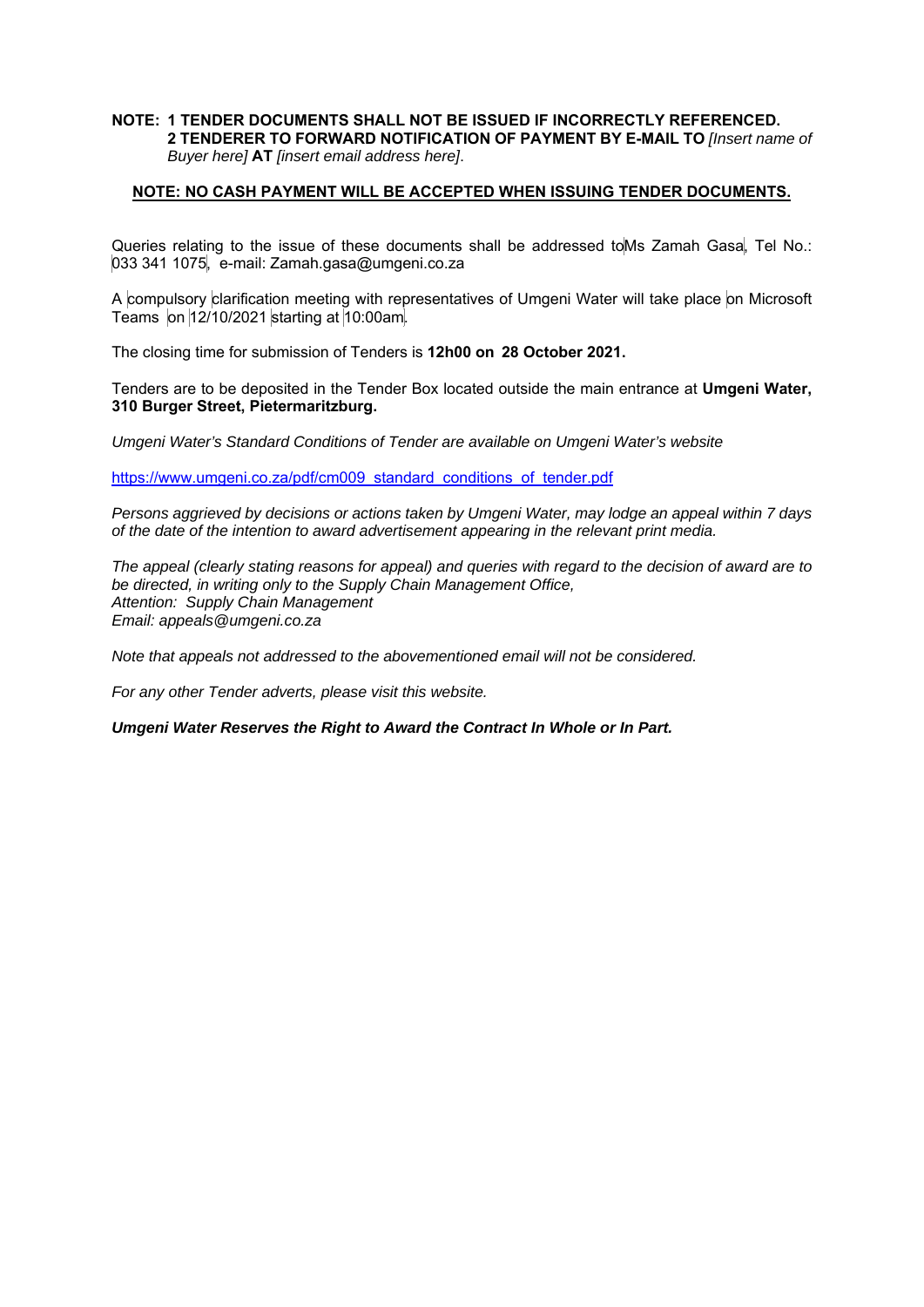**NOTE: 1 TENDER DOCUMENTS SHALL NOT BE ISSUED IF INCORRECTLY REFERENCED.**
**2 TENDERER TO FORWARD NOTIFICATION OF PAYMENT BY E-MAIL TO** *[Insert name of Buyer here]* **AT** *[insert email address here]*.

**NOTE: NO CASH PAYMENT WILL BE ACCEPTED WHEN ISSUING TENDER DOCUMENTS.**

Queries relating to the issue of these documents shall be addressed to Ms Zamah Gasa, Tel No.: 033 341 1075, e-mail: Zamah.gasa@umgeni.co.za

A compulsory clarification meeting with representatives of Umgeni Water will take place on Microsoft Teams on 12/10/2021 starting at 10:00am.

The closing time for submission of Tenders is **12h00 on 28 October 2021.**

Tenders are to be deposited in the Tender Box located outside the main entrance at **Umgeni Water, 310 Burger Street, Pietermaritzburg.**

*Umgeni Water's Standard Conditions of Tender are available on Umgeni Water's website*

https://www.umgeni.co.za/pdf/cm009_standard_conditions_of_tender.pdf

*Persons aggrieved by decisions or actions taken by Umgeni Water, may lodge an appeal within 7 days of the date of the intention to award advertisement appearing in the relevant print media.*

*The appeal (clearly stating reasons for appeal) and queries with regard to the decision of award are to be directed, in writing only to the Supply Chain Management Office,*
*Attention: Supply Chain Management*
*Email: appeals@umgeni.co.za*

*Note that appeals not addressed to the abovementioned email will not be considered.*

*For any other Tender adverts, please visit this website.*

***Umgeni Water Reserves the Right to Award the Contract In Whole or In Part.***